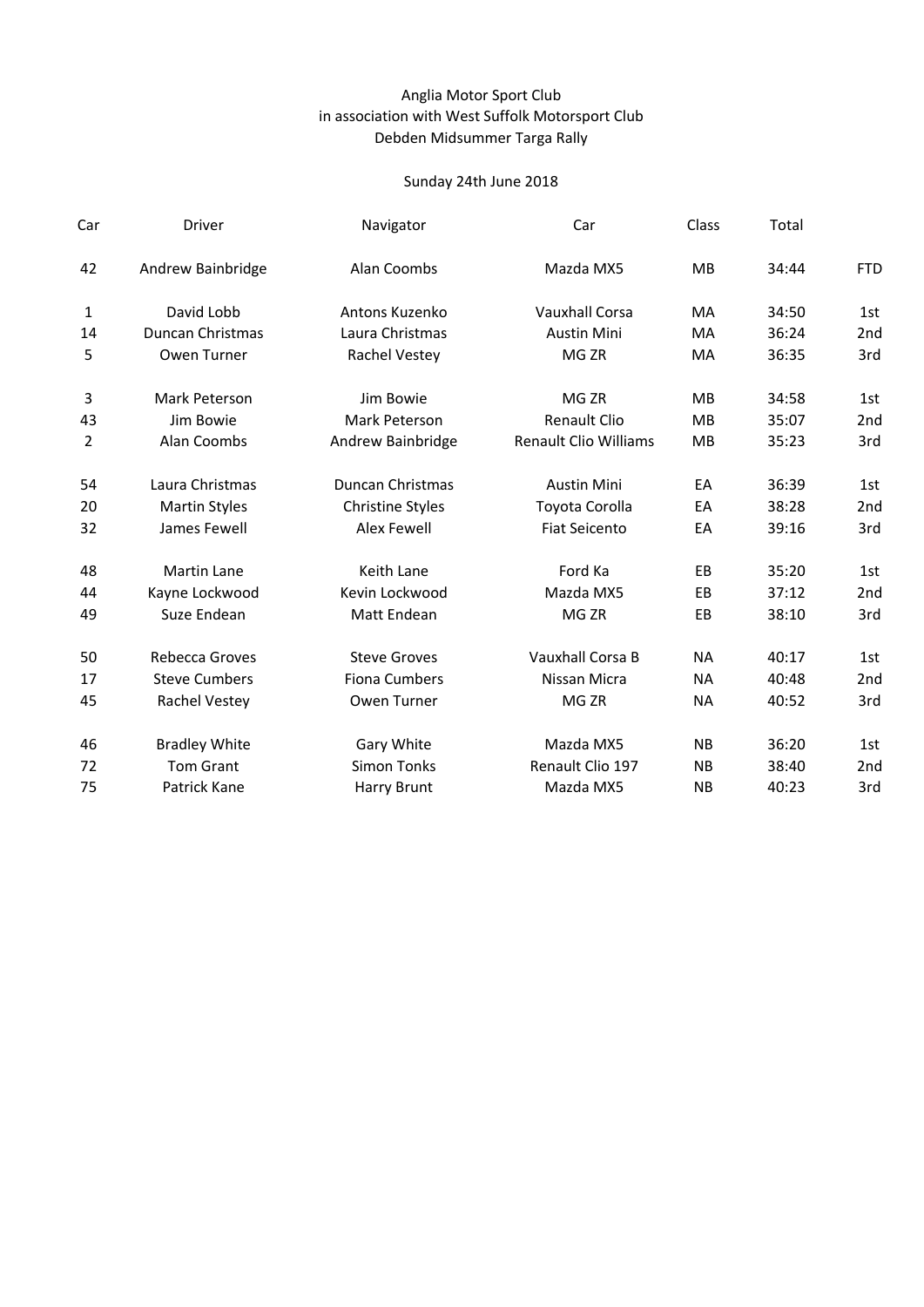Anglia Motor Sport Club
in association with West Suffolk Motorsport Club
Debden Midsummer Targa Rally

Sunday 24th June 2018

| Car | Driver | Navigator | Car | Class | Total | |
|---|---|---|---|---|---|---|
| 42 | Andrew Bainbridge | Alan Coombs | Mazda MX5 | MB | 34:44 | FTD |
| 1 | David Lobb | Antons Kuzenko | Vauxhall Corsa | MA | 34:50 | 1st |
| 14 | Duncan Christmas | Laura Christmas | Austin Mini | MA | 36:24 | 2nd |
| 5 | Owen Turner | Rachel Vestey | MG ZR | MA | 36:35 | 3rd |
| 3 | Mark Peterson | Jim Bowie | MG ZR | MB | 34:58 | 1st |
| 43 | Jim Bowie | Mark Peterson | Renault Clio | MB | 35:07 | 2nd |
| 2 | Alan Coombs | Andrew Bainbridge | Renault Clio Williams | MB | 35:23 | 3rd |
| 54 | Laura Christmas | Duncan Christmas | Austin Mini | EA | 36:39 | 1st |
| 20 | Martin Styles | Christine Styles | Toyota Corolla | EA | 38:28 | 2nd |
| 32 | James Fewell | Alex Fewell | Fiat Seicento | EA | 39:16 | 3rd |
| 48 | Martin Lane | Keith Lane | Ford Ka | EB | 35:20 | 1st |
| 44 | Kayne Lockwood | Kevin Lockwood | Mazda MX5 | EB | 37:12 | 2nd |
| 49 | Suze Endean | Matt Endean | MG ZR | EB | 38:10 | 3rd |
| 50 | Rebecca Groves | Steve Groves | Vauxhall Corsa B | NA | 40:17 | 1st |
| 17 | Steve Cumbers | Fiona Cumbers | Nissan Micra | NA | 40:48 | 2nd |
| 45 | Rachel Vestey | Owen Turner | MG ZR | NA | 40:52 | 3rd |
| 46 | Bradley White | Gary White | Mazda MX5 | NB | 36:20 | 1st |
| 72 | Tom Grant | Simon Tonks | Renault Clio 197 | NB | 38:40 | 2nd |
| 75 | Patrick Kane | Harry Brunt | Mazda MX5 | NB | 40:23 | 3rd |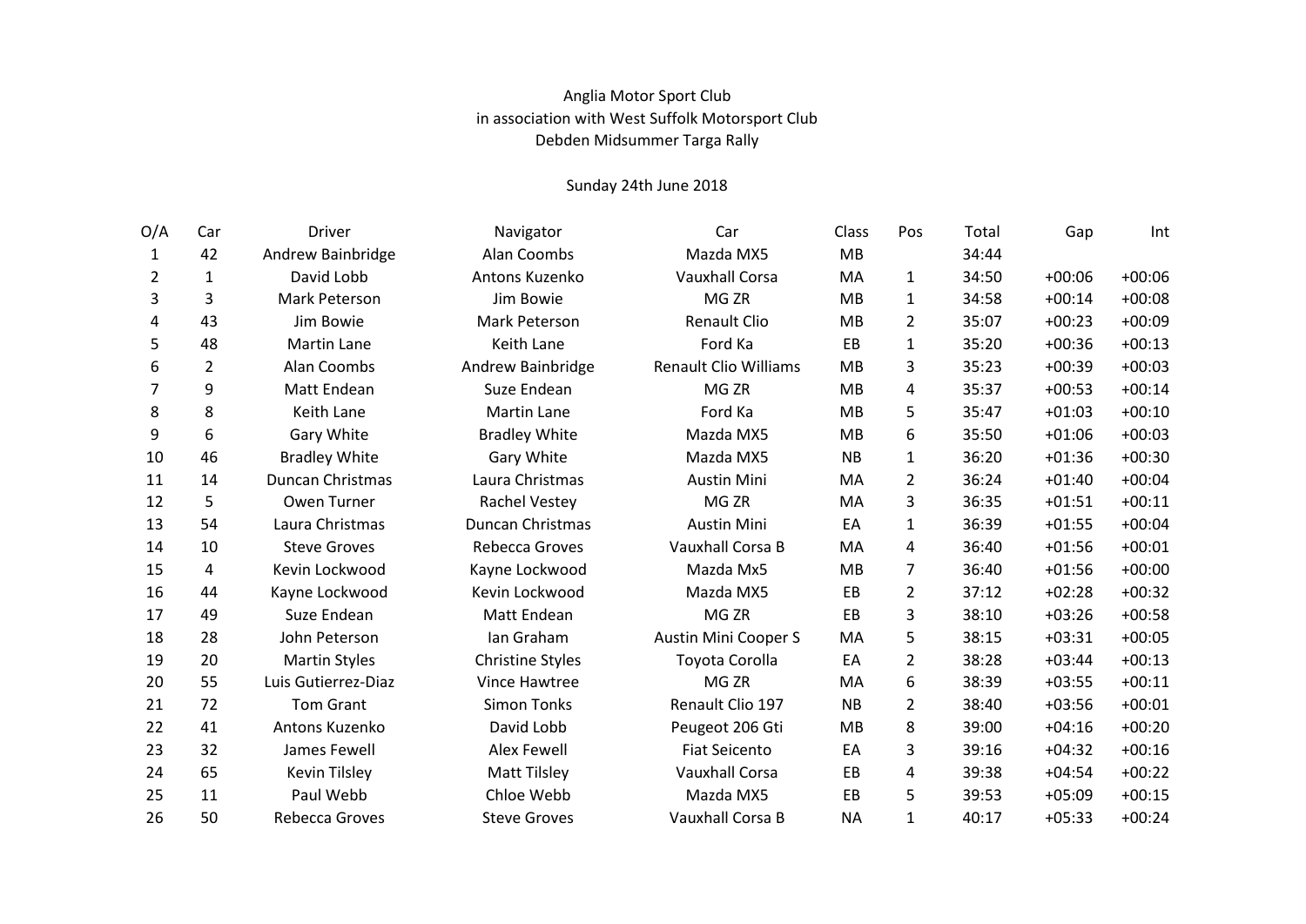Anglia Motor Sport Club
in association with West Suffolk Motorsport Club
Debden Midsummer Targa Rally

Sunday 24th June 2018

| O/A | Car | Driver | Navigator | Car | Class | Pos | Total | Gap | Int |
|---|---|---|---|---|---|---|---|---|---|
| 1 | 42 | Andrew Bainbridge | Alan Coombs | Mazda MX5 | MB | | 34:44 | | |
| 2 | 1 | David Lobb | Antons Kuzenko | Vauxhall Corsa | MA | 1 | 34:50 | +00:06 | +00:06 |
| 3 | 3 | Mark Peterson | Jim Bowie | MG ZR | MB | 1 | 34:58 | +00:14 | +00:08 |
| 4 | 43 | Jim Bowie | Mark Peterson | Renault Clio | MB | 2 | 35:07 | +00:23 | +00:09 |
| 5 | 48 | Martin Lane | Keith Lane | Ford Ka | EB | 1 | 35:20 | +00:36 | +00:13 |
| 6 | 2 | Alan Coombs | Andrew Bainbridge | Renault Clio Williams | MB | 3 | 35:23 | +00:39 | +00:03 |
| 7 | 9 | Matt Endean | Suze Endean | MG ZR | MB | 4 | 35:37 | +00:53 | +00:14 |
| 8 | 8 | Keith Lane | Martin Lane | Ford Ka | MB | 5 | 35:47 | +01:03 | +00:10 |
| 9 | 6 | Gary White | Bradley White | Mazda MX5 | MB | 6 | 35:50 | +01:06 | +00:03 |
| 10 | 46 | Bradley White | Gary White | Mazda MX5 | NB | 1 | 36:20 | +01:36 | +00:30 |
| 11 | 14 | Duncan Christmas | Laura Christmas | Austin Mini | MA | 2 | 36:24 | +01:40 | +00:04 |
| 12 | 5 | Owen Turner | Rachel Vestey | MG ZR | MA | 3 | 36:35 | +01:51 | +00:11 |
| 13 | 54 | Laura Christmas | Duncan Christmas | Austin Mini | EA | 1 | 36:39 | +01:55 | +00:04 |
| 14 | 10 | Steve Groves | Rebecca Groves | Vauxhall Corsa B | MA | 4 | 36:40 | +01:56 | +00:01 |
| 15 | 4 | Kevin Lockwood | Kayne Lockwood | Mazda Mx5 | MB | 7 | 36:40 | +01:56 | +00:00 |
| 16 | 44 | Kayne Lockwood | Kevin Lockwood | Mazda MX5 | EB | 2 | 37:12 | +02:28 | +00:32 |
| 17 | 49 | Suze Endean | Matt Endean | MG ZR | EB | 3 | 38:10 | +03:26 | +00:58 |
| 18 | 28 | John Peterson | Ian Graham | Austin Mini Cooper S | MA | 5 | 38:15 | +03:31 | +00:05 |
| 19 | 20 | Martin Styles | Christine Styles | Toyota Corolla | EA | 2 | 38:28 | +03:44 | +00:13 |
| 20 | 55 | Luis Gutierrez-Diaz | Vince Hawtree | MG ZR | MA | 6 | 38:39 | +03:55 | +00:11 |
| 21 | 72 | Tom Grant | Simon Tonks | Renault Clio 197 | NB | 2 | 38:40 | +03:56 | +00:01 |
| 22 | 41 | Antons Kuzenko | David Lobb | Peugeot 206 Gti | MB | 8 | 39:00 | +04:16 | +00:20 |
| 23 | 32 | James Fewell | Alex Fewell | Fiat Seicento | EA | 3 | 39:16 | +04:32 | +00:16 |
| 24 | 65 | Kevin Tilsley | Matt Tilsley | Vauxhall Corsa | EB | 4 | 39:38 | +04:54 | +00:22 |
| 25 | 11 | Paul Webb | Chloe Webb | Mazda MX5 | EB | 5 | 39:53 | +05:09 | +00:15 |
| 26 | 50 | Rebecca Groves | Steve Groves | Vauxhall Corsa B | NA | 1 | 40:17 | +05:33 | +00:24 |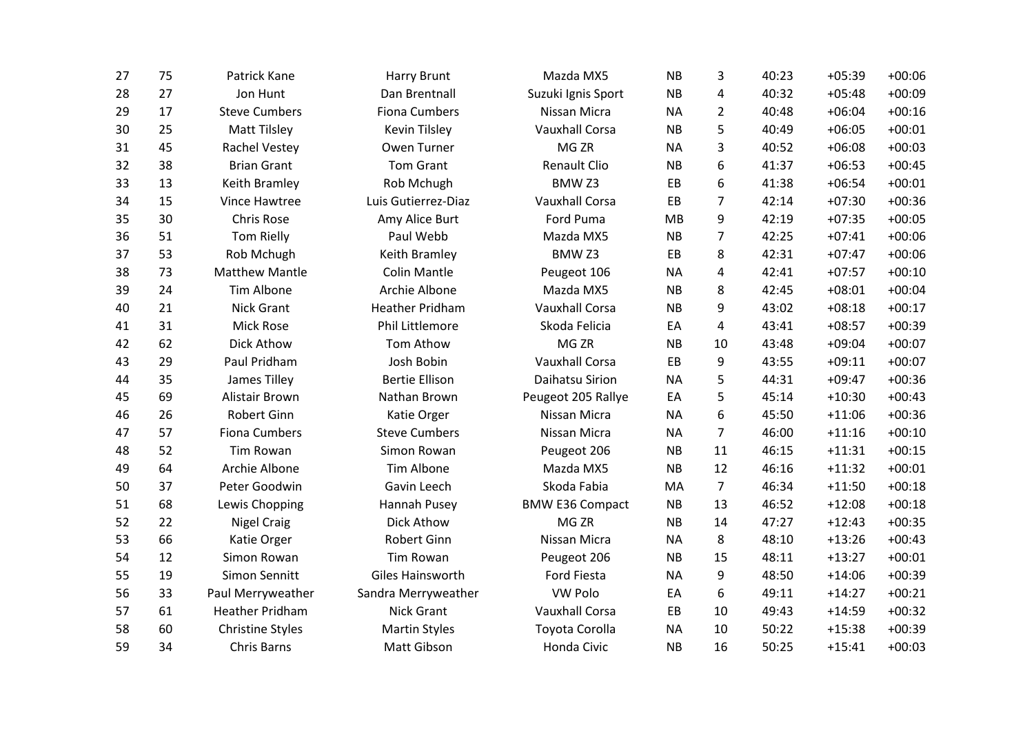| | | | | | | | | | |
|---|---|---|---|---|---|---|---|---|---|
| 27 | 75 | Patrick Kane | Harry Brunt | Mazda MX5 | NB | 3 | 40:23 | +05:39 | +00:06 |
| 28 | 27 | Jon Hunt | Dan Brentnall | Suzuki Ignis Sport | NB | 4 | 40:32 | +05:48 | +00:09 |
| 29 | 17 | Steve Cumbers | Fiona Cumbers | Nissan Micra | NA | 2 | 40:48 | +06:04 | +00:16 |
| 30 | 25 | Matt Tilsley | Kevin Tilsley | Vauxhall Corsa | NB | 5 | 40:49 | +06:05 | +00:01 |
| 31 | 45 | Rachel Vestey | Owen Turner | MG ZR | NA | 3 | 40:52 | +06:08 | +00:03 |
| 32 | 38 | Brian Grant | Tom Grant | Renault Clio | NB | 6 | 41:37 | +06:53 | +00:45 |
| 33 | 13 | Keith Bramley | Rob Mchugh | BMW Z3 | EB | 6 | 41:38 | +06:54 | +00:01 |
| 34 | 15 | Vince Hawtree | Luis Gutierrez-Diaz | Vauxhall Corsa | EB | 7 | 42:14 | +07:30 | +00:36 |
| 35 | 30 | Chris Rose | Amy Alice Burt | Ford Puma | MB | 9 | 42:19 | +07:35 | +00:05 |
| 36 | 51 | Tom Rielly | Paul Webb | Mazda MX5 | NB | 7 | 42:25 | +07:41 | +00:06 |
| 37 | 53 | Rob Mchugh | Keith Bramley | BMW Z3 | EB | 8 | 42:31 | +07:47 | +00:06 |
| 38 | 73 | Matthew Mantle | Colin Mantle | Peugeot 106 | NA | 4 | 42:41 | +07:57 | +00:10 |
| 39 | 24 | Tim Albone | Archie Albone | Mazda MX5 | NB | 8 | 42:45 | +08:01 | +00:04 |
| 40 | 21 | Nick Grant | Heather Pridham | Vauxhall Corsa | NB | 9 | 43:02 | +08:18 | +00:17 |
| 41 | 31 | Mick Rose | Phil Littlemore | Skoda Felicia | EA | 4 | 43:41 | +08:57 | +00:39 |
| 42 | 62 | Dick Athow | Tom Athow | MG ZR | NB | 10 | 43:48 | +09:04 | +00:07 |
| 43 | 29 | Paul Pridham | Josh Bobin | Vauxhall Corsa | EB | 9 | 43:55 | +09:11 | +00:07 |
| 44 | 35 | James Tilley | Bertie Ellison | Daihatsu Sirion | NA | 5 | 44:31 | +09:47 | +00:36 |
| 45 | 69 | Alistair Brown | Nathan Brown | Peugeot 205 Rallye | EA | 5 | 45:14 | +10:30 | +00:43 |
| 46 | 26 | Robert Ginn | Katie Orger | Nissan Micra | NA | 6 | 45:50 | +11:06 | +00:36 |
| 47 | 57 | Fiona Cumbers | Steve Cumbers | Nissan Micra | NA | 7 | 46:00 | +11:16 | +00:10 |
| 48 | 52 | Tim Rowan | Simon Rowan | Peugeot 206 | NB | 11 | 46:15 | +11:31 | +00:15 |
| 49 | 64 | Archie Albone | Tim Albone | Mazda MX5 | NB | 12 | 46:16 | +11:32 | +00:01 |
| 50 | 37 | Peter Goodwin | Gavin Leech | Skoda Fabia | MA | 7 | 46:34 | +11:50 | +00:18 |
| 51 | 68 | Lewis Chopping | Hannah Pusey | BMW E36 Compact | NB | 13 | 46:52 | +12:08 | +00:18 |
| 52 | 22 | Nigel Craig | Dick Athow | MG ZR | NB | 14 | 47:27 | +12:43 | +00:35 |
| 53 | 66 | Katie Orger | Robert Ginn | Nissan Micra | NA | 8 | 48:10 | +13:26 | +00:43 |
| 54 | 12 | Simon Rowan | Tim Rowan | Peugeot 206 | NB | 15 | 48:11 | +13:27 | +00:01 |
| 55 | 19 | Simon Sennitt | Giles Hainsworth | Ford Fiesta | NA | 9 | 48:50 | +14:06 | +00:39 |
| 56 | 33 | Paul Merryweather | Sandra Merryweather | VW Polo | EA | 6 | 49:11 | +14:27 | +00:21 |
| 57 | 61 | Heather Pridham | Nick Grant | Vauxhall Corsa | EB | 10 | 49:43 | +14:59 | +00:32 |
| 58 | 60 | Christine Styles | Martin Styles | Toyota Corolla | NA | 10 | 50:22 | +15:38 | +00:39 |
| 59 | 34 | Chris Barns | Matt Gibson | Honda Civic | NB | 16 | 50:25 | +15:41 | +00:03 |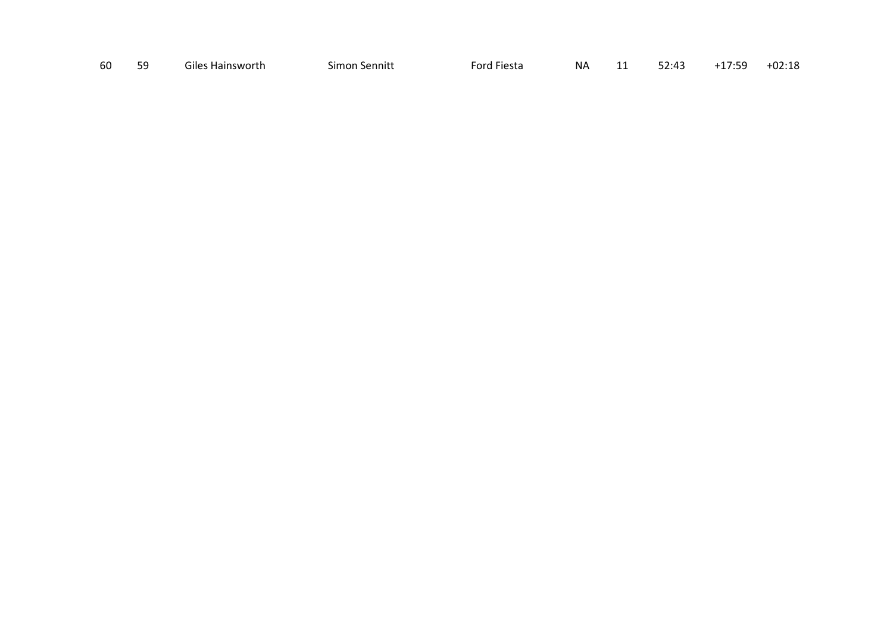| 60 | 59 | Giles Hainsworth | Simon Sennitt | Ford Fiesta | NA | 11 | 52:43 | +17:59 | +02:18 |
|---|---|---|---|---|---|---|---|---|---|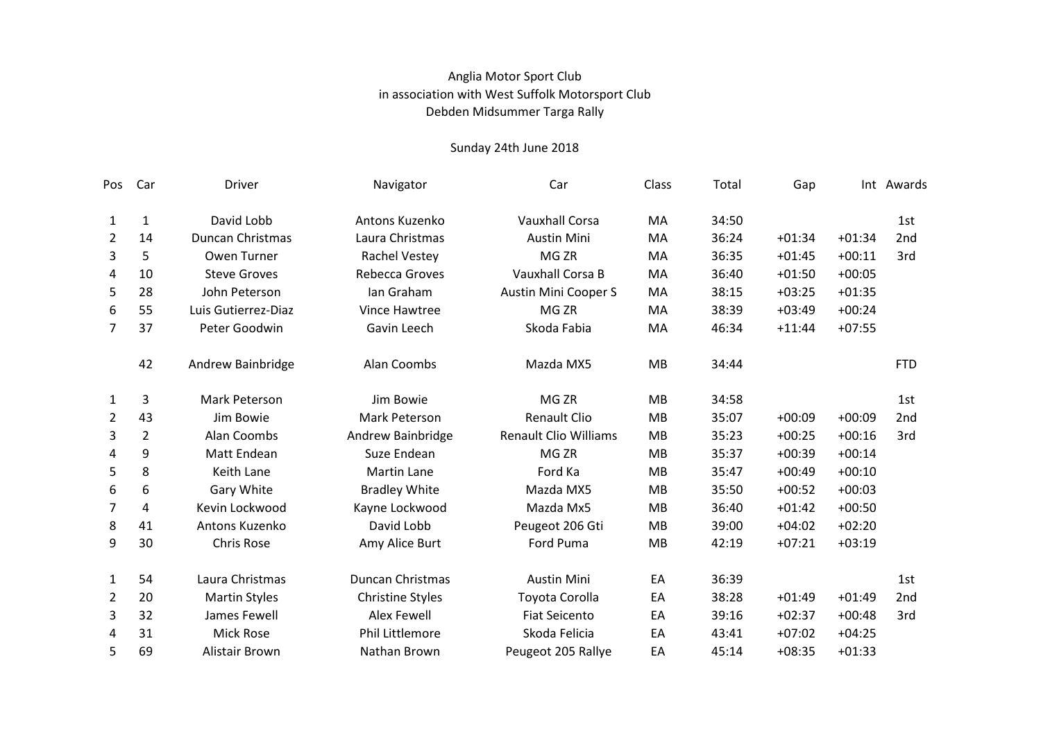Anglia Motor Sport Club
in association with West Suffolk Motorsport Club
Debden Midsummer Targa Rally

Sunday 24th June 2018

| Pos | Car | Driver | Navigator | Car | Class | Total | Gap | Int | Awards |
|---|---|---|---|---|---|---|---|---|---|
| 1 | 1 | David Lobb | Antons Kuzenko | Vauxhall Corsa | MA | 34:50 | | | 1st |
| 2 | 14 | Duncan Christmas | Laura Christmas | Austin Mini | MA | 36:24 | +01:34 | +01:34 | 2nd |
| 3 | 5 | Owen Turner | Rachel Vestey | MG ZR | MA | 36:35 | +01:45 | +00:11 | 3rd |
| 4 | 10 | Steve Groves | Rebecca Groves | Vauxhall Corsa B | MA | 36:40 | +01:50 | +00:05 | |
| 5 | 28 | John Peterson | Ian Graham | Austin Mini Cooper S | MA | 38:15 | +03:25 | +01:35 | |
| 6 | 55 | Luis Gutierrez-Diaz | Vince Hawtree | MG ZR | MA | 38:39 | +03:49 | +00:24 | |
| 7 | 37 | Peter Goodwin | Gavin Leech | Skoda Fabia | MA | 46:34 | +11:44 | +07:55 | |
| | | | | | | | | | |
| | 42 | Andrew Bainbridge | Alan Coombs | Mazda MX5 | MB | 34:44 | | | FTD |
| | | | | | | | | | |
| 1 | 3 | Mark Peterson | Jim Bowie | MG ZR | MB | 34:58 | | | 1st |
| 2 | 43 | Jim Bowie | Mark Peterson | Renault Clio | MB | 35:07 | +00:09 | +00:09 | 2nd |
| 3 | 2 | Alan Coombs | Andrew Bainbridge | Renault Clio Williams | MB | 35:23 | +00:25 | +00:16 | 3rd |
| 4 | 9 | Matt Endean | Suze Endean | MG ZR | MB | 35:37 | +00:39 | +00:14 | |
| 5 | 8 | Keith Lane | Martin Lane | Ford Ka | MB | 35:47 | +00:49 | +00:10 | |
| 6 | 6 | Gary White | Bradley White | Mazda MX5 | MB | 35:50 | +00:52 | +00:03 | |
| 7 | 4 | Kevin Lockwood | Kayne Lockwood | Mazda Mx5 | MB | 36:40 | +01:42 | +00:50 | |
| 8 | 41 | Antons Kuzenko | David Lobb | Peugeot 206 Gti | MB | 39:00 | +04:02 | +02:20 | |
| 9 | 30 | Chris Rose | Amy Alice Burt | Ford Puma | MB | 42:19 | +07:21 | +03:19 | |
| | | | | | | | | | |
| 1 | 54 | Laura Christmas | Duncan Christmas | Austin Mini | EA | 36:39 | | | 1st |
| 2 | 20 | Martin Styles | Christine Styles | Toyota Corolla | EA | 38:28 | +01:49 | +01:49 | 2nd |
| 3 | 32 | James Fewell | Alex Fewell | Fiat Seicento | EA | 39:16 | +02:37 | +00:48 | 3rd |
| 4 | 31 | Mick Rose | Phil Littlemore | Skoda Felicia | EA | 43:41 | +07:02 | +04:25 | |
| 5 | 69 | Alistair Brown | Nathan Brown | Peugeot 205 Rallye | EA | 45:14 | +08:35 | +01:33 | |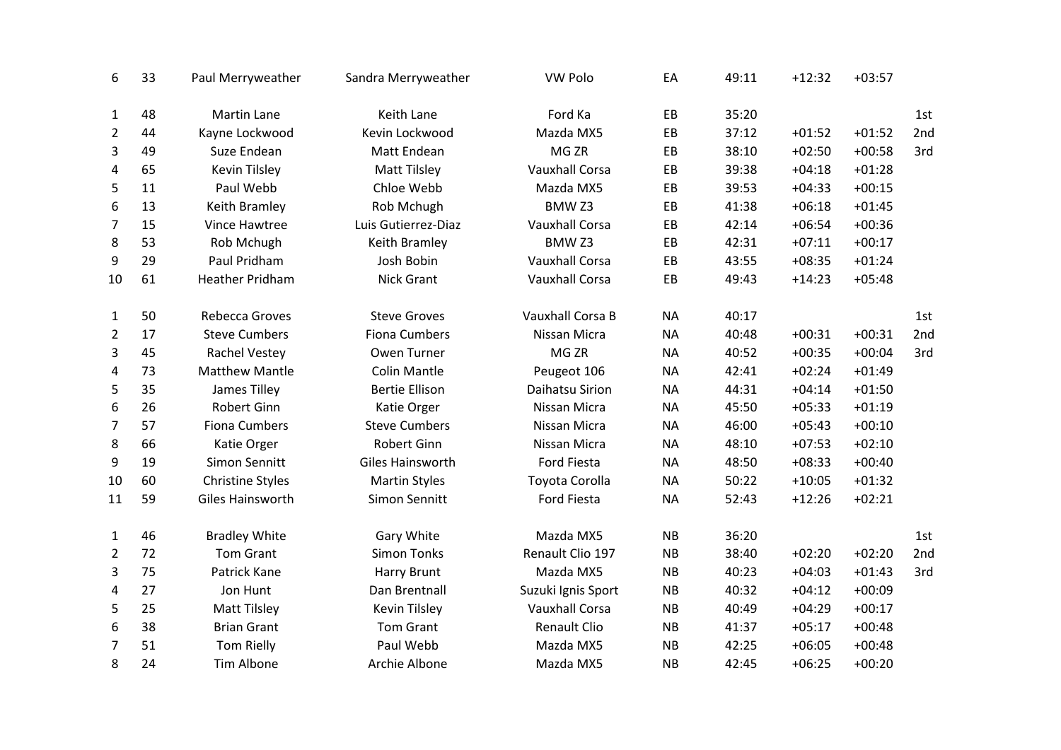| | | | | | | | | | |
|---|---|---|---|---|---|---|---|---|---|
| 6 | 33 | Paul Merryweather | Sandra Merryweather | VW Polo | EA | 49:11 | +12:32 | +03:57 | |
| | | | | | | | | | |
| 1 | 48 | Martin Lane | Keith Lane | Ford Ka | EB | 35:20 | | | 1st |
| 2 | 44 | Kayne Lockwood | Kevin Lockwood | Mazda MX5 | EB | 37:12 | +01:52 | +01:52 | 2nd |
| 3 | 49 | Suze Endean | Matt Endean | MG ZR | EB | 38:10 | +02:50 | +00:58 | 3rd |
| 4 | 65 | Kevin Tilsley | Matt Tilsley | Vauxhall Corsa | EB | 39:38 | +04:18 | +01:28 | |
| 5 | 11 | Paul Webb | Chloe Webb | Mazda MX5 | EB | 39:53 | +04:33 | +00:15 | |
| 6 | 13 | Keith Bramley | Rob Mchugh | BMW Z3 | EB | 41:38 | +06:18 | +01:45 | |
| 7 | 15 | Vince Hawtree | Luis Gutierrez-Diaz | Vauxhall Corsa | EB | 42:14 | +06:54 | +00:36 | |
| 8 | 53 | Rob Mchugh | Keith Bramley | BMW Z3 | EB | 42:31 | +07:11 | +00:17 | |
| 9 | 29 | Paul Pridham | Josh Bobin | Vauxhall Corsa | EB | 43:55 | +08:35 | +01:24 | |
| 10 | 61 | Heather Pridham | Nick Grant | Vauxhall Corsa | EB | 49:43 | +14:23 | +05:48 | |
| | | | | | | | | | |
| 1 | 50 | Rebecca Groves | Steve Groves | Vauxhall Corsa B | NA | 40:17 | | | 1st |
| 2 | 17 | Steve Cumbers | Fiona Cumbers | Nissan Micra | NA | 40:48 | +00:31 | +00:31 | 2nd |
| 3 | 45 | Rachel Vestey | Owen Turner | MG ZR | NA | 40:52 | +00:35 | +00:04 | 3rd |
| 4 | 73 | Matthew Mantle | Colin Mantle | Peugeot 106 | NA | 42:41 | +02:24 | +01:49 | |
| 5 | 35 | James Tilley | Bertie Ellison | Daihatsu Sirion | NA | 44:31 | +04:14 | +01:50 | |
| 6 | 26 | Robert Ginn | Katie Orger | Nissan Micra | NA | 45:50 | +05:33 | +01:19 | |
| 7 | 57 | Fiona Cumbers | Steve Cumbers | Nissan Micra | NA | 46:00 | +05:43 | +00:10 | |
| 8 | 66 | Katie Orger | Robert Ginn | Nissan Micra | NA | 48:10 | +07:53 | +02:10 | |
| 9 | 19 | Simon Sennitt | Giles Hainsworth | Ford Fiesta | NA | 48:50 | +08:33 | +00:40 | |
| 10 | 60 | Christine Styles | Martin Styles | Toyota Corolla | NA | 50:22 | +10:05 | +01:32 | |
| 11 | 59 | Giles Hainsworth | Simon Sennitt | Ford Fiesta | NA | 52:43 | +12:26 | +02:21 | |
| | | | | | | | | | |
| 1 | 46 | Bradley White | Gary White | Mazda MX5 | NB | 36:20 | | | 1st |
| 2 | 72 | Tom Grant | Simon Tonks | Renault Clio 197 | NB | 38:40 | +02:20 | +02:20 | 2nd |
| 3 | 75 | Patrick Kane | Harry Brunt | Mazda MX5 | NB | 40:23 | +04:03 | +01:43 | 3rd |
| 4 | 27 | Jon Hunt | Dan Brentnall | Suzuki Ignis Sport | NB | 40:32 | +04:12 | +00:09 | |
| 5 | 25 | Matt Tilsley | Kevin Tilsley | Vauxhall Corsa | NB | 40:49 | +04:29 | +00:17 | |
| 6 | 38 | Brian Grant | Tom Grant | Renault Clio | NB | 41:37 | +05:17 | +00:48 | |
| 7 | 51 | Tom Rielly | Paul Webb | Mazda MX5 | NB | 42:25 | +06:05 | +00:48 | |
| 8 | 24 | Tim Albone | Archie Albone | Mazda MX5 | NB | 42:45 | +06:25 | +00:20 | |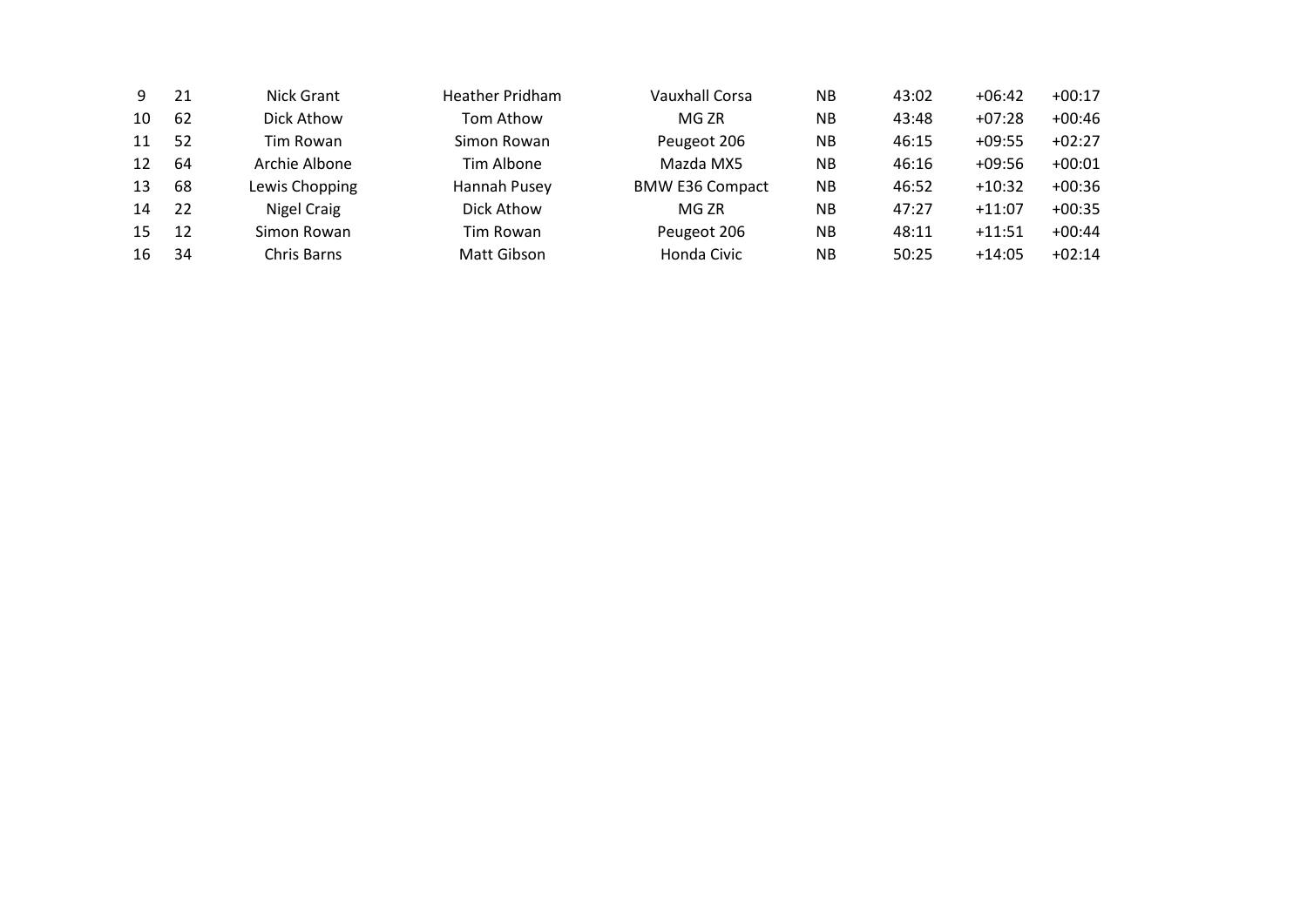| | | | | | | | | |
|---|---|---|---|---|---|---|---|---|
| 9 | 21 | Nick Grant | Heather Pridham | Vauxhall Corsa | NB | 43:02 | +06:42 | +00:17 |
| 10 | 62 | Dick Athow | Tom Athow | MG ZR | NB | 43:48 | +07:28 | +00:46 |
| 11 | 52 | Tim Rowan | Simon Rowan | Peugeot 206 | NB | 46:15 | +09:55 | +02:27 |
| 12 | 64 | Archie Albone | Tim Albone | Mazda MX5 | NB | 46:16 | +09:56 | +00:01 |
| 13 | 68 | Lewis Chopping | Hannah Pusey | BMW E36 Compact | NB | 46:52 | +10:32 | +00:36 |
| 14 | 22 | Nigel Craig | Dick Athow | MG ZR | NB | 47:27 | +11:07 | +00:35 |
| 15 | 12 | Simon Rowan | Tim Rowan | Peugeot 206 | NB | 48:11 | +11:51 | +00:44 |
| 16 | 34 | Chris Barns | Matt Gibson | Honda Civic | NB | 50:25 | +14:05 | +02:14 |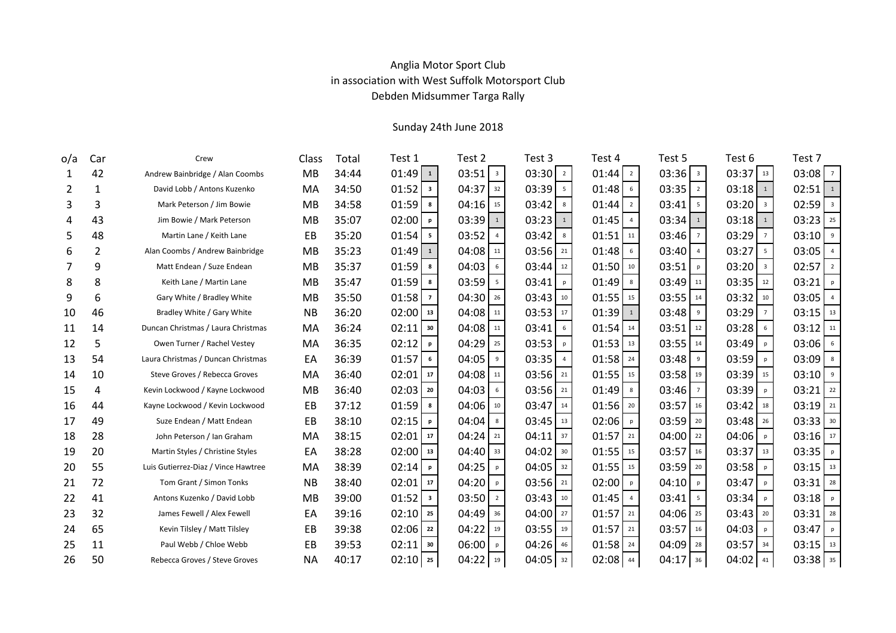Anglia Motor Sport Club
in association with West Suffolk Motorsport Club
Debden Midsummer Targa Rally

Sunday 24th June 2018

| o/a | Car | Crew | Class | Total | Test 1 | | Test 2 | | Test 3 | | Test 4 | | Test 5 | | Test 6 | | Test 7 | |
|---|---|---|---|---|---|---|---|---|---|---|---|---|---|---|---|---|---|---|
| 1 | 42 | Andrew Bainbridge / Alan Coombs | MB | 34:44 | 01:49 | 1 | 03:51 | 3 | 03:30 | 2 | 01:44 | 2 | 03:36 | 3 | 03:37 | 13 | 03:08 | 7 |
| 2 | 1 | David Lobb / Antons Kuzenko | MA | 34:50 | 01:52 | 3 | 04:37 | 32 | 03:39 | 5 | 01:48 | 6 | 03:35 | 2 | 03:18 | 1 | 02:51 | 1 |
| 3 | 3 | Mark Peterson / Jim Bowie | MB | 34:58 | 01:59 | 8 | 04:16 | 15 | 03:42 | 8 | 01:44 | 2 | 03:41 | 5 | 03:20 | 3 | 02:59 | 3 |
| 4 | 43 | Jim Bowie / Mark Peterson | MB | 35:07 | 02:00 | p | 03:39 | 1 | 03:23 | 1 | 01:45 | 4 | 03:34 | 1 | 03:18 | 1 | 03:23 | 25 |
| 5 | 48 | Martin Lane / Keith Lane | EB | 35:20 | 01:54 | 5 | 03:52 | 4 | 03:42 | 8 | 01:51 | 11 | 03:46 | 7 | 03:29 | 7 | 03:10 | 9 |
| 6 | 2 | Alan Coombs / Andrew Bainbridge | MB | 35:23 | 01:49 | 1 | 04:08 | 11 | 03:56 | 21 | 01:48 | 6 | 03:40 | 4 | 03:27 | 5 | 03:05 | 4 |
| 7 | 9 | Matt Endean / Suze Endean | MB | 35:37 | 01:59 | 8 | 04:03 | 6 | 03:44 | 12 | 01:50 | 10 | 03:51 | p | 03:20 | 3 | 02:57 | 2 |
| 8 | 8 | Keith Lane / Martin Lane | MB | 35:47 | 01:59 | 8 | 03:59 | 5 | 03:41 | p | 01:49 | 8 | 03:49 | 11 | 03:35 | 12 | 03:21 | p |
| 9 | 6 | Gary White / Bradley White | MB | 35:50 | 01:58 | 7 | 04:30 | 26 | 03:43 | 10 | 01:55 | 15 | 03:55 | 14 | 03:32 | 10 | 03:05 | 4 |
| 10 | 46 | Bradley White / Gary White | NB | 36:20 | 02:00 | 13 | 04:08 | 11 | 03:53 | 17 | 01:39 | 1 | 03:48 | 9 | 03:29 | 7 | 03:15 | 13 |
| 11 | 14 | Duncan Christmas / Laura Christmas | MA | 36:24 | 02:11 | 30 | 04:08 | 11 | 03:41 | 6 | 01:54 | 14 | 03:51 | 12 | 03:28 | 6 | 03:12 | 11 |
| 12 | 5 | Owen Turner / Rachel Vestey | MA | 36:35 | 02:12 | p | 04:29 | 25 | 03:53 | p | 01:53 | 13 | 03:55 | 14 | 03:49 | p | 03:06 | 6 |
| 13 | 54 | Laura Christmas / Duncan Christmas | EA | 36:39 | 01:57 | 6 | 04:05 | 9 | 03:35 | 4 | 01:58 | 24 | 03:48 | 9 | 03:59 | p | 03:09 | 8 |
| 14 | 10 | Steve Groves / Rebecca Groves | MA | 36:40 | 02:01 | 17 | 04:08 | 11 | 03:56 | 21 | 01:55 | 15 | 03:58 | 19 | 03:39 | 15 | 03:10 | 9 |
| 15 | 4 | Kevin Lockwood / Kayne Lockwood | MB | 36:40 | 02:03 | 20 | 04:03 | 6 | 03:56 | 21 | 01:49 | 8 | 03:46 | 7 | 03:39 | p | 03:21 | 22 |
| 16 | 44 | Kayne Lockwood / Kevin Lockwood | EB | 37:12 | 01:59 | 8 | 04:06 | 10 | 03:47 | 14 | 01:56 | 20 | 03:57 | 16 | 03:42 | 18 | 03:19 | 21 |
| 17 | 49 | Suze Endean / Matt Endean | EB | 38:10 | 02:15 | p | 04:04 | 8 | 03:45 | 13 | 02:06 | p | 03:59 | 20 | 03:48 | 26 | 03:33 | 30 |
| 18 | 28 | John Peterson / Ian Graham | MA | 38:15 | 02:01 | 17 | 04:24 | 21 | 04:11 | 37 | 01:57 | 21 | 04:00 | 22 | 04:06 | p | 03:16 | 17 |
| 19 | 20 | Martin Styles / Christine Styles | EA | 38:28 | 02:00 | 13 | 04:40 | 33 | 04:02 | 30 | 01:55 | 15 | 03:57 | 16 | 03:37 | 13 | 03:35 | p |
| 20 | 55 | Luis Gutierrez-Diaz / Vince Hawtree | MA | 38:39 | 02:14 | p | 04:25 | p | 04:05 | 32 | 01:55 | 15 | 03:59 | 20 | 03:58 | p | 03:15 | 13 |
| 21 | 72 | Tom Grant / Simon Tonks | NB | 38:40 | 02:01 | 17 | 04:20 | p | 03:56 | 21 | 02:00 | p | 04:10 | p | 03:47 | p | 03:31 | 28 |
| 22 | 41 | Antons Kuzenko / David Lobb | MB | 39:00 | 01:52 | 3 | 03:50 | 2 | 03:43 | 10 | 01:45 | 4 | 03:41 | 5 | 03:34 | p | 03:18 | p |
| 23 | 32 | James Fewell / Alex Fewell | EA | 39:16 | 02:10 | 25 | 04:49 | 36 | 04:00 | 27 | 01:57 | 21 | 04:06 | 25 | 03:43 | 20 | 03:31 | 28 |
| 24 | 65 | Kevin Tilsley / Matt Tilsley | EB | 39:38 | 02:06 | 22 | 04:22 | 19 | 03:55 | 19 | 01:57 | 21 | 03:57 | 16 | 04:03 | p | 03:47 | p |
| 25 | 11 | Paul Webb / Chloe Webb | EB | 39:53 | 02:11 | 30 | 06:00 | p | 04:26 | 46 | 01:58 | 24 | 04:09 | 28 | 03:57 | 34 | 03:15 | 13 |
| 26 | 50 | Rebecca Groves / Steve Groves | NA | 40:17 | 02:10 | 25 | 04:22 | 19 | 04:05 | 32 | 02:08 | 44 | 04:17 | 36 | 04:02 | 41 | 03:38 | 35 |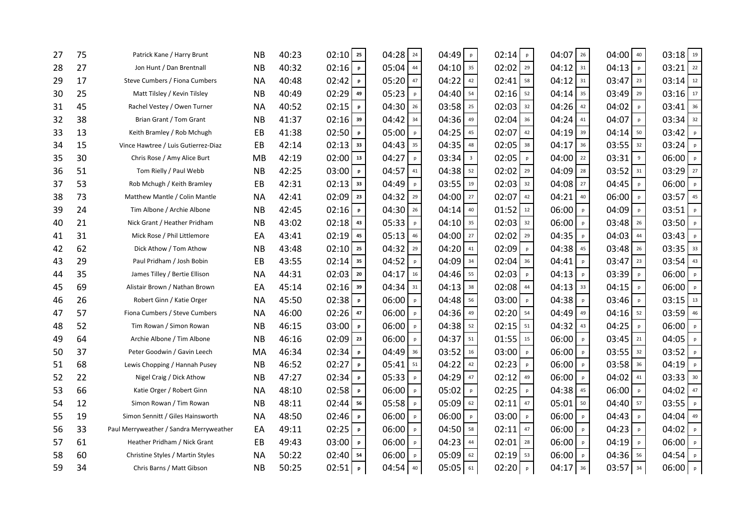| | | | | | | | | | | | | | | | | | | |
|---|---|---|---|---|---|---|---|---|---|---|---|---|---|---|---|---|---|---|
| 27 | 75 | Patrick Kane / Harry Brunt | NB | 40:23 | 02:10 | 25 | 04:28 | 24 | 04:49 | p | 02:14 | p | 04:07 | 26 | 04:00 | 40 | 03:18 | 19 |
| 28 | 27 | Jon Hunt / Dan Brentnall | NB | 40:32 | 02:16 | p | 05:04 | 44 | 04:10 | 35 | 02:02 | 29 | 04:12 | 31 | 04:13 | p | 03:21 | 22 |
| 29 | 17 | Steve Cumbers / Fiona Cumbers | NA | 40:48 | 02:42 | p | 05:20 | 47 | 04:22 | 42 | 02:41 | 58 | 04:12 | 31 | 03:47 | 23 | 03:14 | 12 |
| 30 | 25 | Matt Tilsley / Kevin Tilsley | NB | 40:49 | 02:29 | 49 | 05:23 | p | 04:40 | 54 | 02:16 | 52 | 04:14 | 35 | 03:49 | 29 | 03:16 | 17 |
| 31 | 45 | Rachel Vestey / Owen Turner | NA | 40:52 | 02:15 | p | 04:30 | 26 | 03:58 | 25 | 02:03 | 32 | 04:26 | 42 | 04:02 | p | 03:41 | 36 |
| 32 | 38 | Brian Grant / Tom Grant | NB | 41:37 | 02:16 | 39 | 04:42 | 34 | 04:36 | 49 | 02:04 | 36 | 04:24 | 41 | 04:07 | p | 03:34 | 32 |
| 33 | 13 | Keith Bramley / Rob Mchugh | EB | 41:38 | 02:50 | p | 05:00 | p | 04:25 | 45 | 02:07 | 42 | 04:19 | 39 | 04:14 | 50 | 03:42 | p |
| 34 | 15 | Vince Hawtree / Luis Gutierrez-Diaz | EB | 42:14 | 02:13 | 33 | 04:43 | 35 | 04:35 | 48 | 02:05 | 38 | 04:17 | 36 | 03:55 | 32 | 03:24 | p |
| 35 | 30 | Chris Rose / Amy Alice Burt | MB | 42:19 | 02:00 | 13 | 04:27 | p | 03:34 | 3 | 02:05 | p | 04:00 | 22 | 03:31 | 9 | 06:00 | p |
| 36 | 51 | Tom Rielly / Paul Webb | NB | 42:25 | 03:00 | p | 04:57 | 41 | 04:38 | 52 | 02:02 | 29 | 04:09 | 28 | 03:52 | 31 | 03:29 | 27 |
| 37 | 53 | Rob Mchugh / Keith Bramley | EB | 42:31 | 02:13 | 33 | 04:49 | p | 03:55 | 19 | 02:03 | 32 | 04:08 | 27 | 04:45 | p | 06:00 | p |
| 38 | 73 | Matthew Mantle / Colin Mantle | NA | 42:41 | 02:09 | 23 | 04:32 | 29 | 04:00 | 27 | 02:07 | 42 | 04:21 | 40 | 06:00 | p | 03:57 | 45 |
| 39 | 24 | Tim Albone / Archie Albone | NB | 42:45 | 02:16 | p | 04:30 | 26 | 04:14 | 40 | 01:52 | 12 | 06:00 | p | 04:09 | p | 03:51 | p |
| 40 | 21 | Nick Grant / Heather Pridham | NB | 43:02 | 02:18 | 43 | 05:33 | p | 04:10 | 35 | 02:03 | 32 | 06:00 | p | 03:48 | 26 | 03:50 | p |
| 41 | 31 | Mick Rose / Phil Littlemore | EA | 43:41 | 02:19 | 45 | 05:13 | 46 | 04:00 | 27 | 02:02 | 29 | 04:35 | p | 04:03 | 44 | 03:43 | p |
| 42 | 62 | Dick Athow / Tom Athow | NB | 43:48 | 02:10 | 25 | 04:32 | 29 | 04:20 | 41 | 02:09 | p | 04:38 | 45 | 03:48 | 26 | 03:35 | 33 |
| 43 | 29 | Paul Pridham / Josh Bobin | EB | 43:55 | 02:14 | 35 | 04:52 | p | 04:09 | 34 | 02:04 | 36 | 04:41 | p | 03:47 | 23 | 03:54 | 43 |
| 44 | 35 | James Tilley / Bertie Ellison | NA | 44:31 | 02:03 | 20 | 04:17 | 16 | 04:46 | 55 | 02:03 | p | 04:13 | p | 03:39 | p | 06:00 | p |
| 45 | 69 | Alistair Brown / Nathan Brown | EA | 45:14 | 02:16 | 39 | 04:34 | 31 | 04:13 | 38 | 02:08 | 44 | 04:13 | 33 | 04:15 | p | 06:00 | p |
| 46 | 26 | Robert Ginn / Katie Orger | NA | 45:50 | 02:38 | p | 06:00 | p | 04:48 | 56 | 03:00 | p | 04:38 | p | 03:46 | p | 03:15 | 13 |
| 47 | 57 | Fiona Cumbers / Steve Cumbers | NA | 46:00 | 02:26 | 47 | 06:00 | p | 04:36 | 49 | 02:20 | 54 | 04:49 | 49 | 04:16 | 52 | 03:59 | 46 |
| 48 | 52 | Tim Rowan / Simon Rowan | NB | 46:15 | 03:00 | p | 06:00 | p | 04:38 | 52 | 02:15 | 51 | 04:32 | 43 | 04:25 | p | 06:00 | p |
| 49 | 64 | Archie Albone / Tim Albone | NB | 46:16 | 02:09 | 23 | 06:00 | p | 04:37 | 51 | 01:55 | 15 | 06:00 | p | 03:45 | 21 | 04:05 | p |
| 50 | 37 | Peter Goodwin / Gavin Leech | MA | 46:34 | 02:34 | p | 04:49 | 36 | 03:52 | 16 | 03:00 | p | 06:00 | p | 03:55 | 32 | 03:52 | p |
| 51 | 68 | Lewis Chopping / Hannah Pusey | NB | 46:52 | 02:27 | p | 05:41 | 51 | 04:22 | 42 | 02:23 | p | 06:00 | p | 03:58 | 36 | 04:19 | p |
| 52 | 22 | Nigel Craig / Dick Athow | NB | 47:27 | 02:34 | p | 05:33 | p | 04:29 | 47 | 02:12 | 49 | 06:00 | p | 04:02 | 41 | 03:33 | 30 |
| 53 | 66 | Katie Orger / Robert Ginn | NA | 48:10 | 02:58 | p | 06:00 | p | 05:02 | p | 02:25 | p | 04:38 | 45 | 06:00 | p | 04:02 | 47 |
| 54 | 12 | Simon Rowan / Tim Rowan | NB | 48:11 | 02:44 | 56 | 05:58 | p | 05:09 | 62 | 02:11 | 47 | 05:01 | 50 | 04:40 | 57 | 03:55 | p |
| 55 | 19 | Simon Sennitt / Giles Hainsworth | NA | 48:50 | 02:46 | p | 06:00 | p | 06:00 | p | 03:00 | p | 06:00 | p | 04:43 | p | 04:04 | 49 |
| 56 | 33 | Paul Merryweather / Sandra Merryweather | EA | 49:11 | 02:25 | p | 06:00 | p | 04:50 | 58 | 02:11 | 47 | 06:00 | p | 04:23 | p | 04:02 | p |
| 57 | 61 | Heather Pridham / Nick Grant | EB | 49:43 | 03:00 | p | 06:00 | p | 04:23 | 44 | 02:01 | 28 | 06:00 | p | 04:19 | p | 06:00 | p |
| 58 | 60 | Christine Styles / Martin Styles | NA | 50:22 | 02:40 | 54 | 06:00 | p | 05:09 | 62 | 02:19 | 53 | 06:00 | p | 04:36 | 56 | 04:54 | p |
| 59 | 34 | Chris Barns / Matt Gibson | NB | 50:25 | 02:51 | p | 04:54 | 40 | 05:05 | 61 | 02:20 | p | 04:17 | 36 | 03:57 | 34 | 06:00 | p |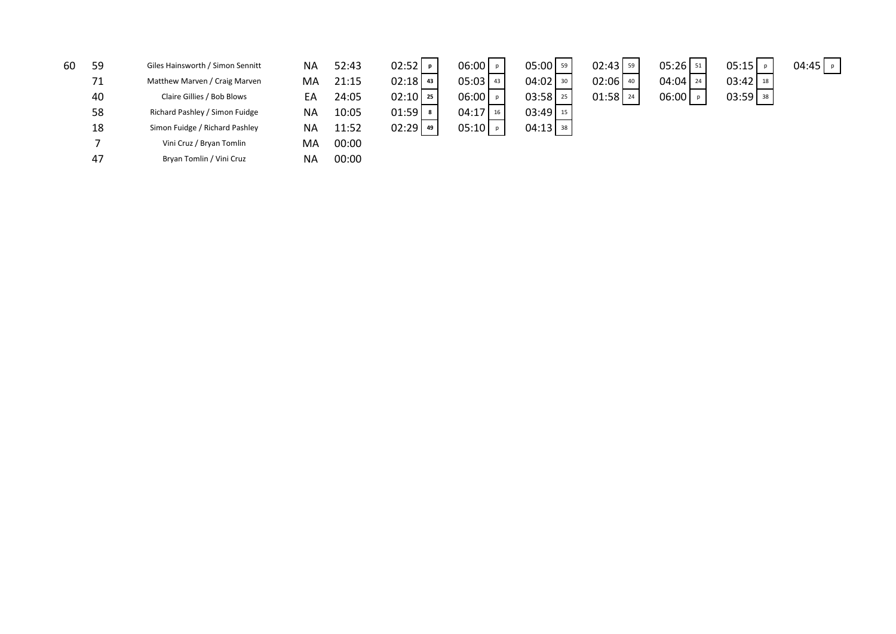| | | | | | | | | | | | | | | | | | | | |
|---|---|---|---|---|---|---|---|---|---|---|---|---|---|---|---|---|---|---|---|
| 60 | 59 | Giles Hainsworth / Simon Sennitt | NA | 52:43 | 02:52 | p | 06:00 | p | 05:00 | 59 | 02:43 | 59 | 05:26 | 51 | 05:15 | p | 04:45 | p |
| | 71 | Matthew Marven / Craig Marven | MA | 21:15 | 02:18 | 43 | 05:03 | 43 | 04:02 | 30 | 02:06 | 40 | 04:04 | 24 | 03:42 | 18 | | |
| | 40 | Claire Gillies / Bob Blows | EA | 24:05 | 02:10 | 25 | 06:00 | p | 03:58 | 25 | 01:58 | 24 | 06:00 | p | 03:59 | 38 | | |
| | 58 | Richard Pashley / Simon Fuidge | NA | 10:05 | 01:59 | 8 | 04:17 | 16 | 03:49 | 15 | | | | | | | | |
| | 18 | Simon Fuidge / Richard Pashley | NA | 11:52 | 02:29 | 49 | 05:10 | p | 04:13 | 38 | | | | | | | | |
| | 7 | Vini Cruz / Bryan Tomlin | MA | 00:00 | | | | | | | | | | | | | | |
| | 47 | Bryan Tomlin / Vini Cruz | NA | 00:00 | | | | | | | | | | | | | | |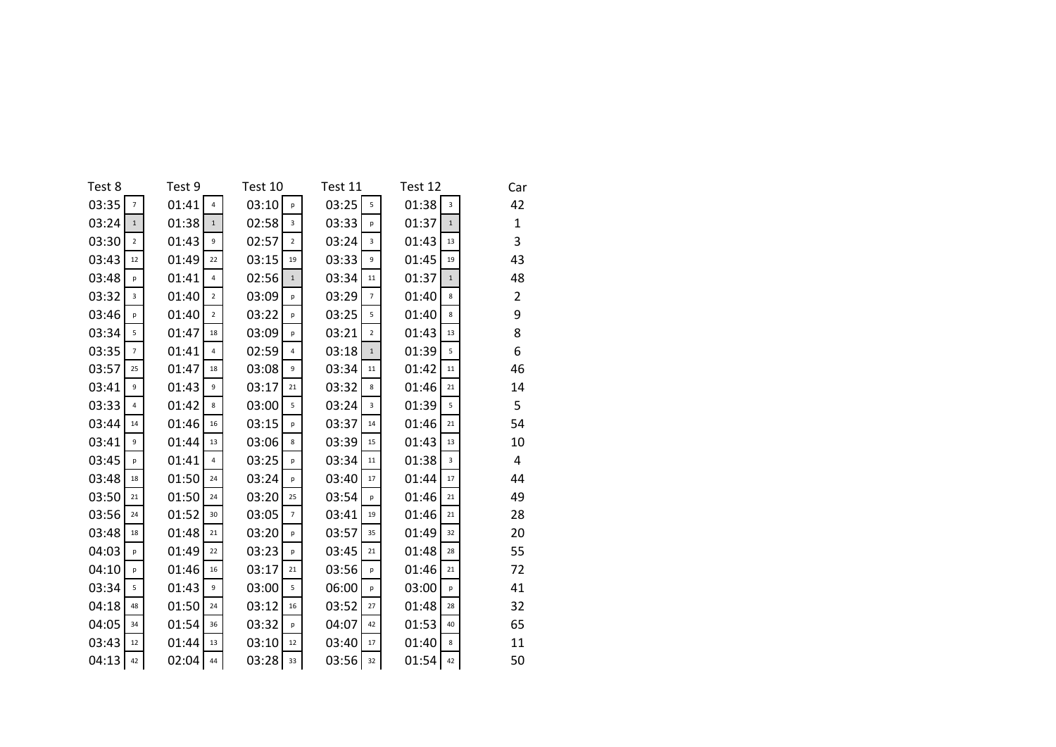| Test 8 | | Test 9 | | Test 10 | | Test 11 | | Test 12 | | Car |
|---|---|---|---|---|---|---|---|---|---|---|
| 03:35 | 7 | 01:41 | 4 | 03:10 | p | 03:25 | 5 | 01:38 | 3 | 42 |
| 03:24 | 1 | 01:38 | 1 | 02:58 | 3 | 03:33 | p | 01:37 | 1 | 1 |
| 03:30 | 2 | 01:43 | 9 | 02:57 | 2 | 03:24 | 3 | 01:43 | 13 | 3 |
| 03:43 | 12 | 01:49 | 22 | 03:15 | 19 | 03:33 | 9 | 01:45 | 19 | 43 |
| 03:48 | p | 01:41 | 4 | 02:56 | 1 | 03:34 | 11 | 01:37 | 1 | 48 |
| 03:32 | 3 | 01:40 | 2 | 03:09 | p | 03:29 | 7 | 01:40 | 8 | 2 |
| 03:46 | p | 01:40 | 2 | 03:22 | p | 03:25 | 5 | 01:40 | 8 | 9 |
| 03:34 | 5 | 01:47 | 18 | 03:09 | p | 03:21 | 2 | 01:43 | 13 | 8 |
| 03:35 | 7 | 01:41 | 4 | 02:59 | 4 | 03:18 | 1 | 01:39 | 5 | 6 |
| 03:57 | 25 | 01:47 | 18 | 03:08 | 9 | 03:34 | 11 | 01:42 | 11 | 46 |
| 03:41 | 9 | 01:43 | 9 | 03:17 | 21 | 03:32 | 8 | 01:46 | 21 | 14 |
| 03:33 | 4 | 01:42 | 8 | 03:00 | 5 | 03:24 | 3 | 01:39 | 5 | 5 |
| 03:44 | 14 | 01:46 | 16 | 03:15 | p | 03:37 | 14 | 01:46 | 21 | 54 |
| 03:41 | 9 | 01:44 | 13 | 03:06 | 8 | 03:39 | 15 | 01:43 | 13 | 10 |
| 03:45 | p | 01:41 | 4 | 03:25 | p | 03:34 | 11 | 01:38 | 3 | 4 |
| 03:48 | 18 | 01:50 | 24 | 03:24 | p | 03:40 | 17 | 01:44 | 17 | 44 |
| 03:50 | 21 | 01:50 | 24 | 03:20 | 25 | 03:54 | p | 01:46 | 21 | 49 |
| 03:56 | 24 | 01:52 | 30 | 03:05 | 7 | 03:41 | 19 | 01:46 | 21 | 28 |
| 03:48 | 18 | 01:48 | 21 | 03:20 | p | 03:57 | 35 | 01:49 | 32 | 20 |
| 04:03 | p | 01:49 | 22 | 03:23 | p | 03:45 | 21 | 01:48 | 28 | 55 |
| 04:10 | p | 01:46 | 16 | 03:17 | 21 | 03:56 | p | 01:46 | 21 | 72 |
| 03:34 | 5 | 01:43 | 9 | 03:00 | 5 | 06:00 | p | 03:00 | p | 41 |
| 04:18 | 48 | 01:50 | 24 | 03:12 | 16 | 03:52 | 27 | 01:48 | 28 | 32 |
| 04:05 | 34 | 01:54 | 36 | 03:32 | p | 04:07 | 42 | 01:53 | 40 | 65 |
| 03:43 | 12 | 01:44 | 13 | 03:10 | 12 | 03:40 | 17 | 01:40 | 8 | 11 |
| 04:13 | 42 | 02:04 | 44 | 03:28 | 33 | 03:56 | 32 | 01:54 | 42 | 50 |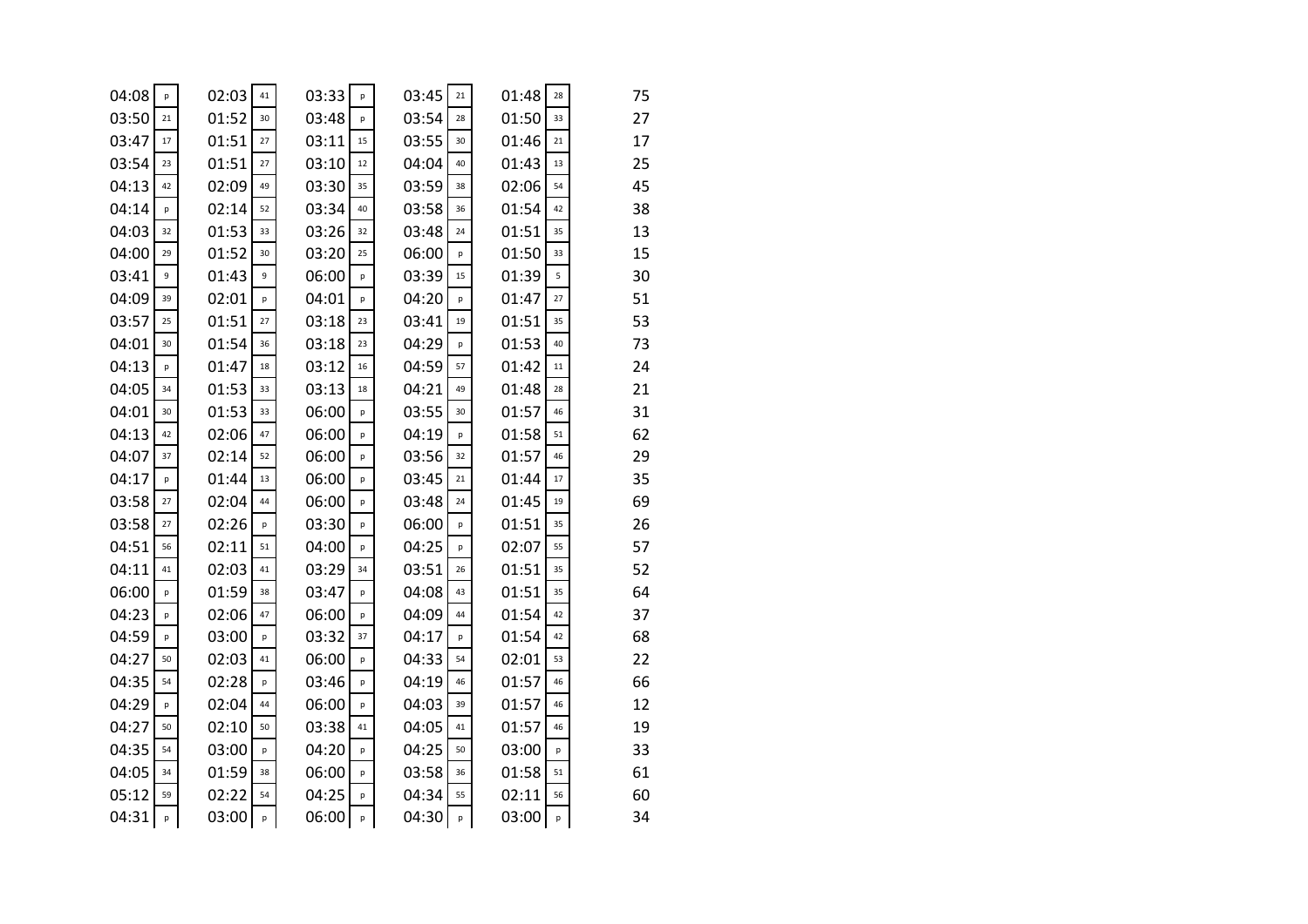| | | | | | | | | | | |
|---|---|---|---|---|---|---|---|---|---|---|
| 04:08 | p | 02:03 | 41 | 03:33 | p | 03:45 | 21 | 01:48 | 28 | 75 |
| 03:50 | 21 | 01:52 | 30 | 03:48 | p | 03:54 | 28 | 01:50 | 33 | 27 |
| 03:47 | 17 | 01:51 | 27 | 03:11 | 15 | 03:55 | 30 | 01:46 | 21 | 17 |
| 03:54 | 23 | 01:51 | 27 | 03:10 | 12 | 04:04 | 40 | 01:43 | 13 | 25 |
| 04:13 | 42 | 02:09 | 49 | 03:30 | 35 | 03:59 | 38 | 02:06 | 54 | 45 |
| 04:14 | p | 02:14 | 52 | 03:34 | 40 | 03:58 | 36 | 01:54 | 42 | 38 |
| 04:03 | 32 | 01:53 | 33 | 03:26 | 32 | 03:48 | 24 | 01:51 | 35 | 13 |
| 04:00 | 29 | 01:52 | 30 | 03:20 | 25 | 06:00 | p | 01:50 | 33 | 15 |
| 03:41 | 9 | 01:43 | 9 | 06:00 | p | 03:39 | 15 | 01:39 | 5 | 30 |
| 04:09 | 39 | 02:01 | p | 04:01 | p | 04:20 | p | 01:47 | 27 | 51 |
| 03:57 | 25 | 01:51 | 27 | 03:18 | 23 | 03:41 | 19 | 01:51 | 35 | 53 |
| 04:01 | 30 | 01:54 | 36 | 03:18 | 23 | 04:29 | p | 01:53 | 40 | 73 |
| 04:13 | p | 01:47 | 18 | 03:12 | 16 | 04:59 | 57 | 01:42 | 11 | 24 |
| 04:05 | 34 | 01:53 | 33 | 03:13 | 18 | 04:21 | 49 | 01:48 | 28 | 21 |
| 04:01 | 30 | 01:53 | 33 | 06:00 | p | 03:55 | 30 | 01:57 | 46 | 31 |
| 04:13 | 42 | 02:06 | 47 | 06:00 | p | 04:19 | p | 01:58 | 51 | 62 |
| 04:07 | 37 | 02:14 | 52 | 06:00 | p | 03:56 | 32 | 01:57 | 46 | 29 |
| 04:17 | p | 01:44 | 13 | 06:00 | p | 03:45 | 21 | 01:44 | 17 | 35 |
| 03:58 | 27 | 02:04 | 44 | 06:00 | p | 03:48 | 24 | 01:45 | 19 | 69 |
| 03:58 | 27 | 02:26 | p | 03:30 | p | 06:00 | p | 01:51 | 35 | 26 |
| 04:51 | 56 | 02:11 | 51 | 04:00 | p | 04:25 | p | 02:07 | 55 | 57 |
| 04:11 | 41 | 02:03 | 41 | 03:29 | 34 | 03:51 | 26 | 01:51 | 35 | 52 |
| 06:00 | p | 01:59 | 38 | 03:47 | p | 04:08 | 43 | 01:51 | 35 | 64 |
| 04:23 | p | 02:06 | 47 | 06:00 | p | 04:09 | 44 | 01:54 | 42 | 37 |
| 04:59 | p | 03:00 | p | 03:32 | 37 | 04:17 | p | 01:54 | 42 | 68 |
| 04:27 | 50 | 02:03 | 41 | 06:00 | p | 04:33 | 54 | 02:01 | 53 | 22 |
| 04:35 | 54 | 02:28 | p | 03:46 | p | 04:19 | 46 | 01:57 | 46 | 66 |
| 04:29 | p | 02:04 | 44 | 06:00 | p | 04:03 | 39 | 01:57 | 46 | 12 |
| 04:27 | 50 | 02:10 | 50 | 03:38 | 41 | 04:05 | 41 | 01:57 | 46 | 19 |
| 04:35 | 54 | 03:00 | p | 04:20 | p | 04:25 | 50 | 03:00 | p | 33 |
| 04:05 | 34 | 01:59 | 38 | 06:00 | p | 03:58 | 36 | 01:58 | 51 | 61 |
| 05:12 | 59 | 02:22 | 54 | 04:25 | p | 04:34 | 55 | 02:11 | 56 | 60 |
| 04:31 | p | 03:00 | p | 06:00 | p | 04:30 | p | 03:00 | p | 34 |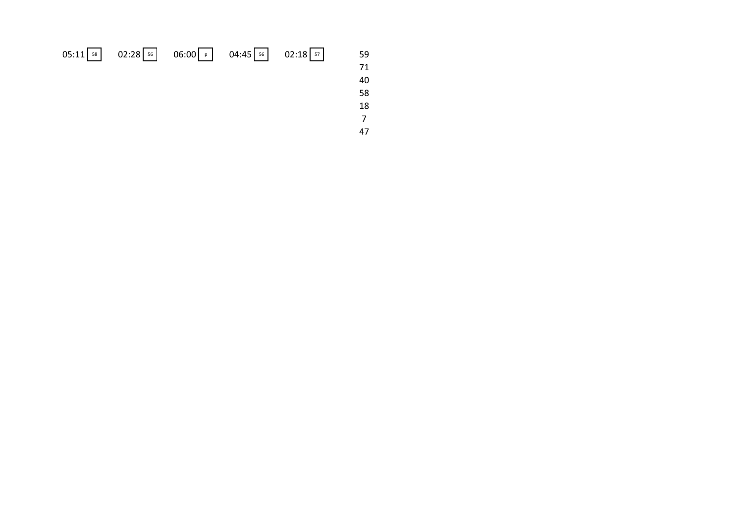05:11 58 02:28 56 06:00 p 04:45 56 02:18 57

59
71
40
58
18
7
47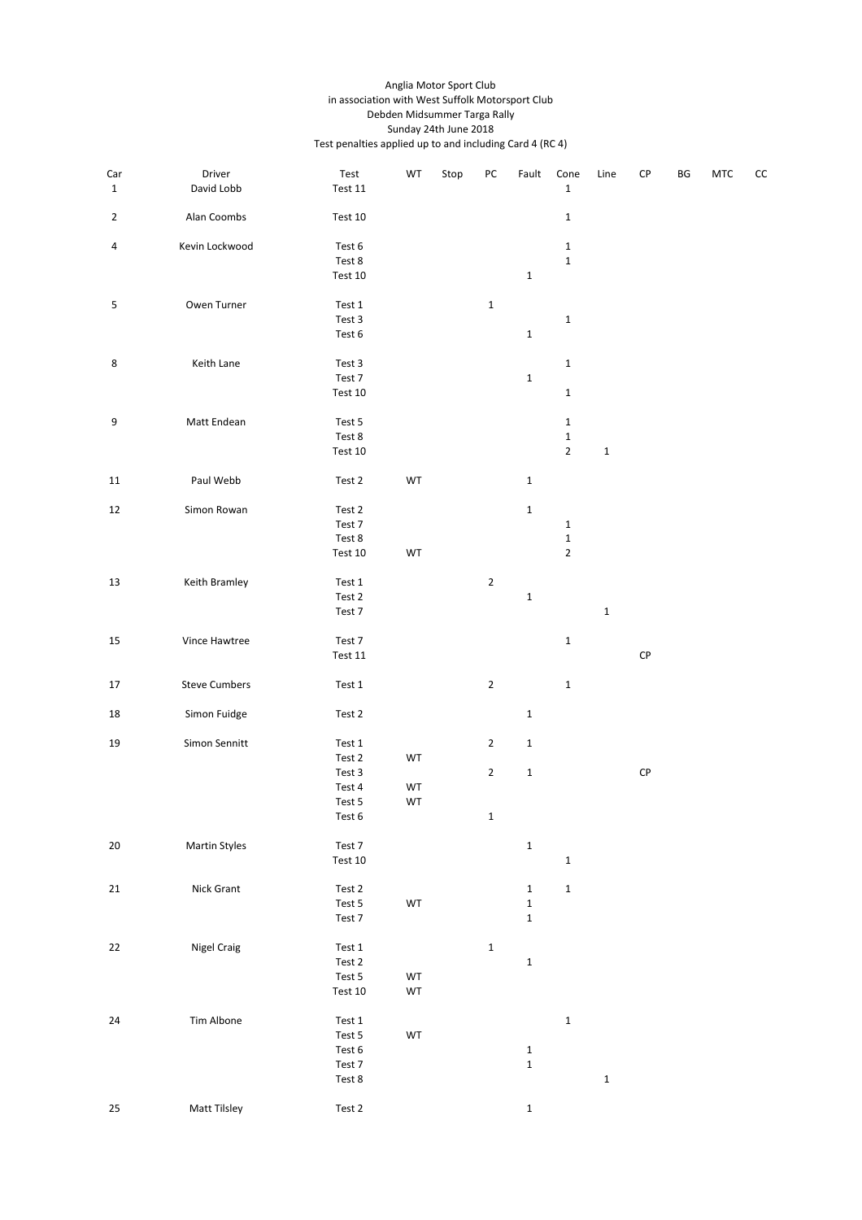Anglia Motor Sport Club
in association with West Suffolk Motorsport Club
Debden Midsummer Targa Rally
Sunday 24th June 2018
Test penalties applied up to and including Card 4 (RC 4)

| Car | Driver | Test | WT | Stop | PC | Fault | Cone | Line | CP | BG | MTC | CC |
|---|---|---|---|---|---|---|---|---|---|---|---|---|
| 1 | David Lobb | Test 11 | | | | | 1 | | | | | |
| 2 | Alan Coombs | Test 10 | | | | | 1 | | | | | |
| 4 | Kevin Lockwood | Test 6 | | | | | 1 | | | | | |
| | | Test 8 | | | | | 1 | | | | | |
| | | Test 10 | | | | 1 | | | | | | |
| 5 | Owen Turner | Test 1 | | | 1 | | | | | | | |
| | | Test 3 | | | | | 1 | | | | | |
| | | Test 6 | | | | 1 | | | | | | |
| 8 | Keith Lane | Test 3 | | | | | 1 | | | | | |
| | | Test 7 | | | | 1 | | | | | | |
| | | Test 10 | | | | | 1 | | | | | |
| 9 | Matt Endean | Test 5 | | | | | 1 | | | | | |
| | | Test 8 | | | | | 1 | | | | | |
| | | Test 10 | | | | | 2 | 1 | | | | |
| 11 | Paul Webb | Test 2 | WT | | | 1 | | | | | | |
| 12 | Simon Rowan | Test 2 | | | | 1 | | | | | | |
| | | Test 7 | | | | | 1 | | | | | |
| | | Test 8 | | | | | 1 | | | | | |
| | | Test 10 | WT | | | | 2 | | | | | |
| 13 | Keith Bramley | Test 1 | | | 2 | | | | | | | |
| | | Test 2 | | | | 1 | | | | | | |
| | | Test 7 | | | | | | 1 | | | | |
| 15 | Vince Hawtree | Test 7 | | | | | 1 | | | | | |
| | | Test 11 | | | | | | | CP | | | |
| 17 | Steve Cumbers | Test 1 | | | 2 | | 1 | | | | | |
| 18 | Simon Fuidge | Test 2 | | | | 1 | | | | | | |
| 19 | Simon Sennitt | Test 1 | | | 2 | 1 | | | | | | |
| | | Test 2 | WT | | | | | | | | | |
| | | Test 3 | | | 2 | 1 | | | CP | | | |
| | | Test 4 | WT | | | | | | | | | |
| | | Test 5 | WT | | | | | | | | | |
| | | Test 6 | | | 1 | | | | | | | |
| 20 | Martin Styles | Test 7 | | | | 1 | | | | | | |
| | | Test 10 | | | | | 1 | | | | | |
| 21 | Nick Grant | Test 2 | | | | 1 | 1 | | | | | |
| | | Test 5 | WT | | | 1 | | | | | | |
| | | Test 7 | | | | 1 | | | | | | |
| 22 | Nigel Craig | Test 1 | | | 1 | | | | | | | |
| | | Test 2 | | | | 1 | | | | | | |
| | | Test 5 | WT | | | | | | | | | |
| | | Test 10 | WT | | | | | | | | | |
| 24 | Tim Albone | Test 1 | | | | | 1 | | | | | |
| | | Test 5 | WT | | | | | | | | | |
| | | Test 6 | | | | 1 | | | | | | |
| | | Test 7 | | | | 1 | | | | | | |
| | | Test 8 | | | | | | 1 | | | | |
| 25 | Matt Tilsley | Test 2 | | | | 1 | | | | | | |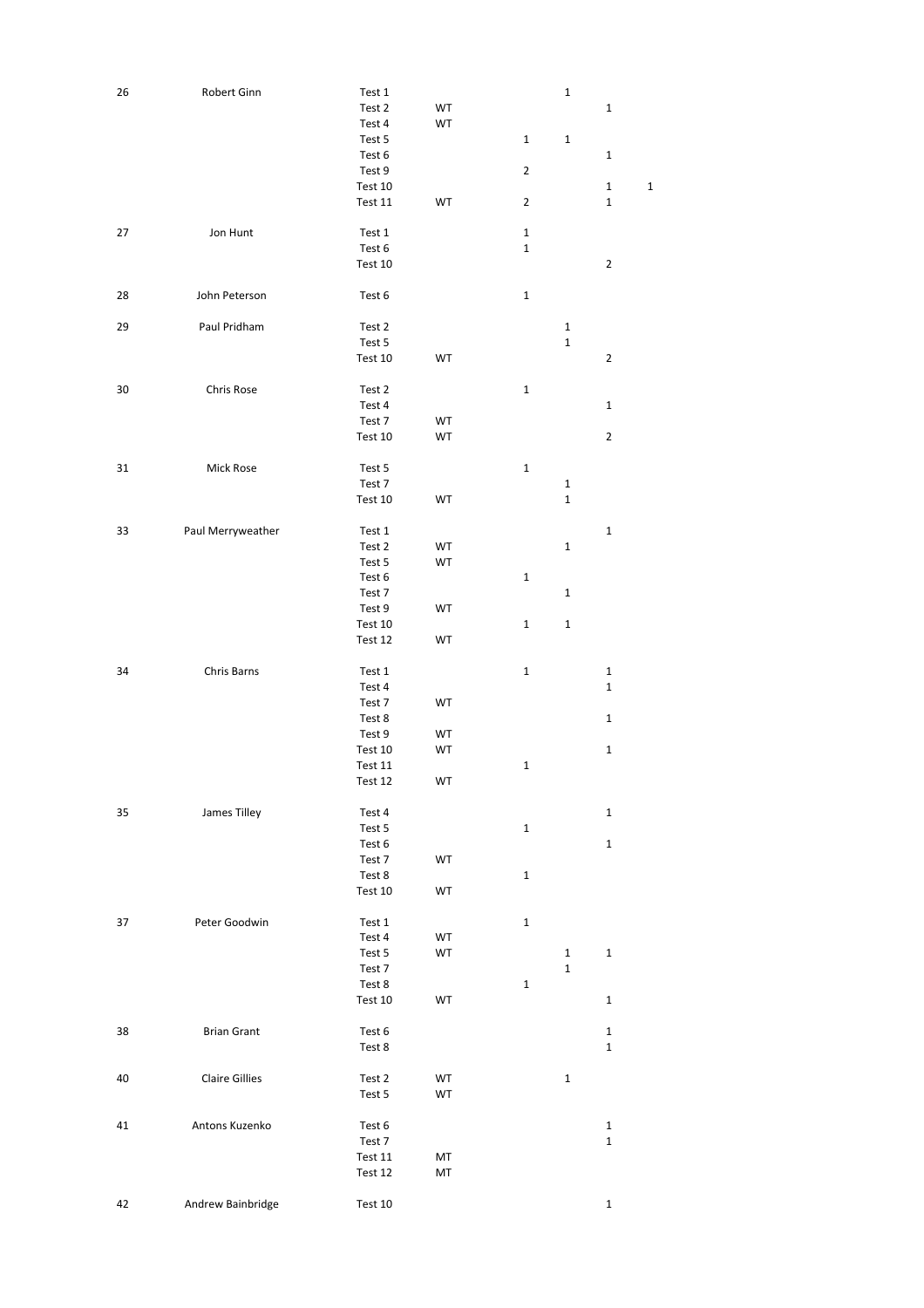| | | | | | | | |
|---|---|---|---|---|---|---|---|
| 26 | Robert Ginn | Test 1 | | | 1 | | |
| | | Test 2 | WT | | | 1 | |
| | | Test 4 | WT | | | | |
| | | Test 5 | | 1 | 1 | | |
| | | Test 6 | | | | 1 | |
| | | Test 9 | | 2 | | | |
| | | Test 10 | | | | 1 | 1 |
| | | Test 11 | WT | 2 | | 1 | |
| 27 | Jon Hunt | Test 1 | | 1 | | | |
| | | Test 6 | | 1 | | | |
| | | Test 10 | | | | 2 | |
| 28 | John Peterson | Test 6 | | 1 | | | |
| 29 | Paul Pridham | Test 2 | | | 1 | | |
| | | Test 5 | | | 1 | | |
| | | Test 10 | WT | | | 2 | |
| 30 | Chris Rose | Test 2 | | 1 | | | |
| | | Test 4 | | | | 1 | |
| | | Test 7 | WT | | | | |
| | | Test 10 | WT | | | 2 | |
| 31 | Mick Rose | Test 5 | | 1 | | | |
| | | Test 7 | | | 1 | | |
| | | Test 10 | WT | | 1 | | |
| 33 | Paul Merryweather | Test 1 | | | | 1 | |
| | | Test 2 | WT | | 1 | | |
| | | Test 5 | WT | | | | |
| | | Test 6 | | 1 | | | |
| | | Test 7 | | | 1 | | |
| | | Test 9 | WT | | | | |
| | | Test 10 | | 1 | 1 | | |
| | | Test 12 | WT | | | | |
| 34 | Chris Barns | Test 1 | | 1 | | 1 | |
| | | Test 4 | | | | 1 | |
| | | Test 7 | WT | | | | |
| | | Test 8 | | | | 1 | |
| | | Test 9 | WT | | | | |
| | | Test 10 | WT | | | 1 | |
| | | Test 11 | | 1 | | | |
| | | Test 12 | WT | | | | |
| 35 | James Tilley | Test 4 | | | | 1 | |
| | | Test 5 | | 1 | | | |
| | | Test 6 | | | | 1 | |
| | | Test 7 | WT | | | | |
| | | Test 8 | | 1 | | | |
| | | Test 10 | WT | | | | |
| 37 | Peter Goodwin | Test 1 | | 1 | | | |
| | | Test 4 | WT | | | | |
| | | Test 5 | WT | | 1 | 1 | |
| | | Test 7 | | | 1 | | |
| | | Test 8 | | 1 | | | |
| | | Test 10 | WT | | | 1 | |
| 38 | Brian Grant | Test 6 | | | | 1 | |
| | | Test 8 | | | | 1 | |
| 40 | Claire Gillies | Test 2 | WT | | 1 | | |
| | | Test 5 | WT | | | | |
| 41 | Antons Kuzenko | Test 6 | | | | 1 | |
| | | Test 7 | | | | 1 | |
| | | Test 11 | MT | | | | |
| | | Test 12 | MT | | | | |
| 42 | Andrew Bainbridge | Test 10 | | | | 1 | |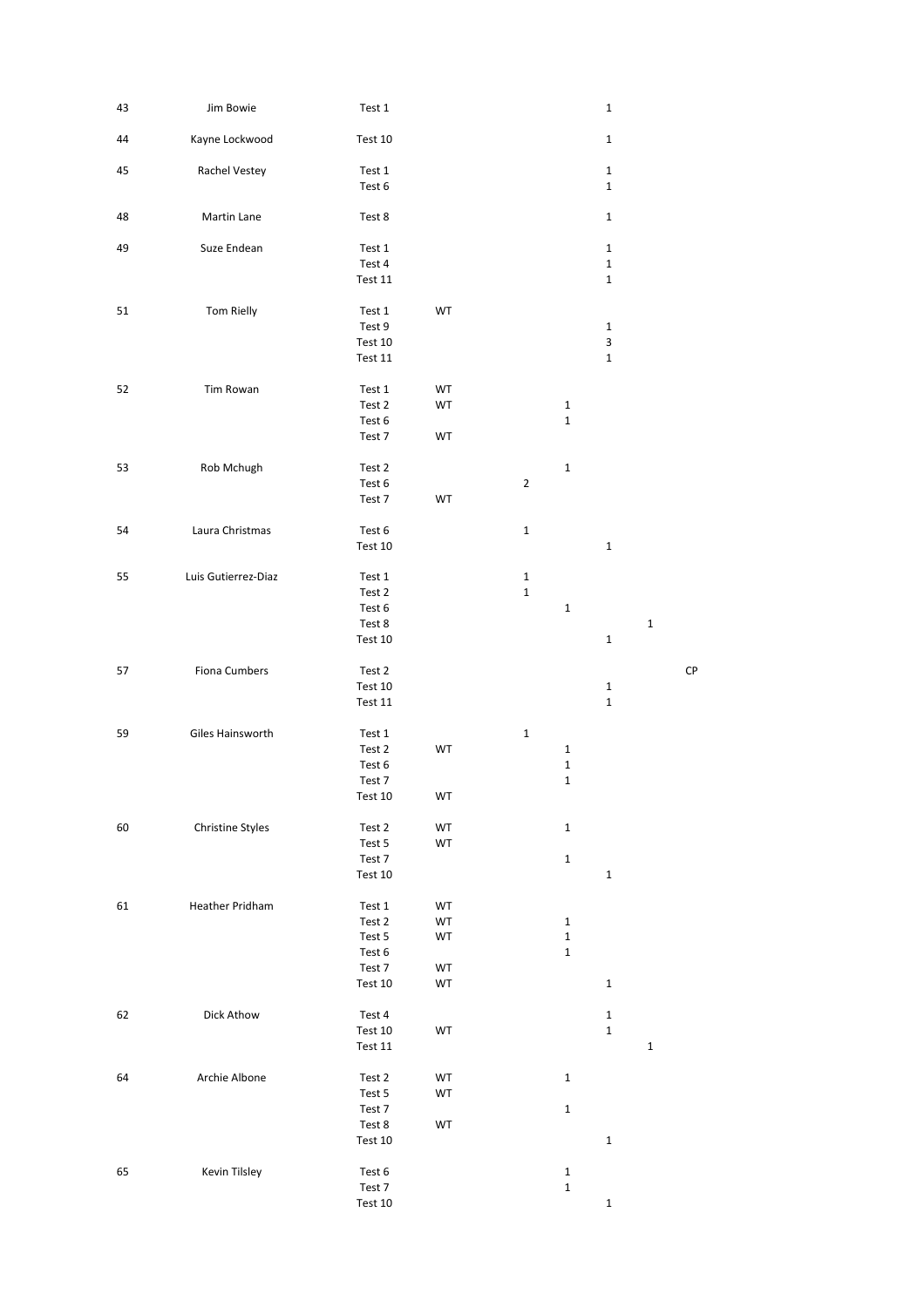| | | | | | | | | |
|---|---|---|---|---|---|---|---|---|
| 43 | Jim Bowie | Test 1 | | | | 1 | | |
| 44 | Kayne Lockwood | Test 10 | | | | 1 | | |
| 45 | Rachel Vestey | Test 1 | | | | 1 | | |
| | | Test 6 | | | | 1 | | |
| 48 | Martin Lane | Test 8 | | | | 1 | | |
| 49 | Suze Endean | Test 1 | | | | 1 | | |
| | | Test 4 | | | | 1 | | |
| | | Test 11 | | | | 1 | | |
| 51 | Tom Rielly | Test 1 | WT | | | | | |
| | | Test 9 | | | | 1 | | |
| | | Test 10 | | | | 3 | | |
| | | Test 11 | | | | 1 | | |
| 52 | Tim Rowan | Test 1 | WT | | | | | |
| | | Test 2 | WT | | 1 | | | |
| | | Test 6 | | | 1 | | | |
| | | Test 7 | WT | | | | | |
| 53 | Rob Mchugh | Test 2 | | | 1 | | | |
| | | Test 6 | | 2 | | | | |
| | | Test 7 | WT | | | | | |
| 54 | Laura Christmas | Test 6 | | 1 | | | | |
| | | Test 10 | | | | 1 | | |
| 55 | Luis Gutierrez-Diaz | Test 1 | | 1 | | | | |
| | | Test 2 | | 1 | | | | |
| | | Test 6 | | | 1 | | | |
| | | Test 8 | | | | | 1 | |
| | | Test 10 | | | | 1 | | |
| 57 | Fiona Cumbers | Test 2 | | | | | | CP |
| | | Test 10 | | | | 1 | | |
| | | Test 11 | | | | 1 | | |
| 59 | Giles Hainsworth | Test 1 | | 1 | | | | |
| | | Test 2 | WT | | 1 | | | |
| | | Test 6 | | | 1 | | | |
| | | Test 7 | | | 1 | | | |
| | | Test 10 | WT | | | | | |
| 60 | Christine Styles | Test 2 | WT | | 1 | | | |
| | | Test 5 | WT | | | | | |
| | | Test 7 | | | 1 | | | |
| | | Test 10 | | | | 1 | | |
| 61 | Heather Pridham | Test 1 | WT | | | | | |
| | | Test 2 | WT | | 1 | | | |
| | | Test 5 | WT | | 1 | | | |
| | | Test 6 | | | 1 | | | |
| | | Test 7 | WT | | | | | |
| | | Test 10 | WT | | | 1 | | |
| 62 | Dick Athow | Test 4 | | | | 1 | | |
| | | Test 10 | WT | | | 1 | | |
| | | Test 11 | | | | | 1 | |
| 64 | Archie Albone | Test 2 | WT | | 1 | | | |
| | | Test 5 | WT | | | | | |
| | | Test 7 | | | 1 | | | |
| | | Test 8 | WT | | | | | |
| | | Test 10 | | | | 1 | | |
| 65 | Kevin Tilsley | Test 6 | | | 1 | | | |
| | | Test 7 | | | 1 | | | |
| | | Test 10 | | | | 1 | | |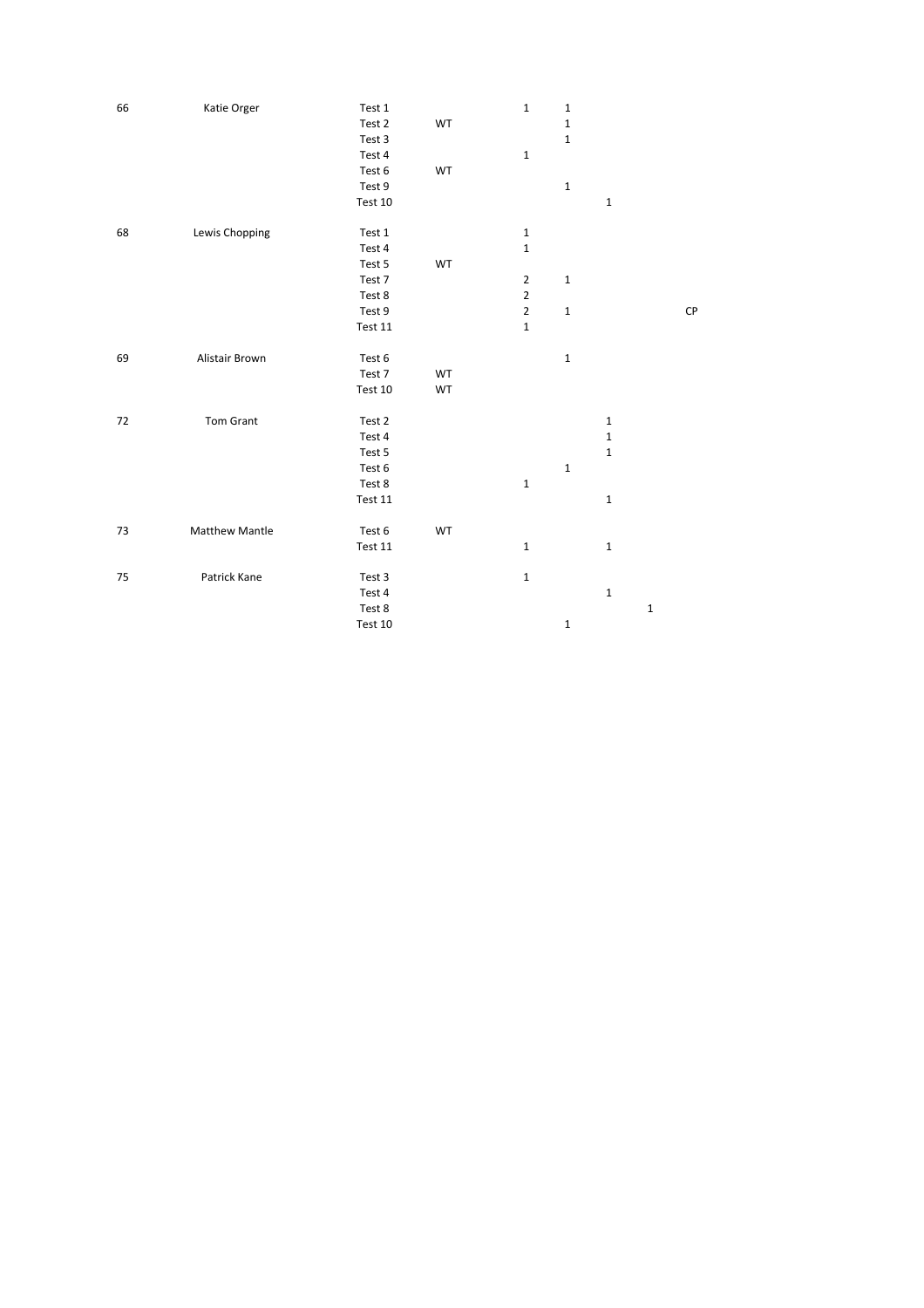| | | | | | | | | |
|---|---|---|---|---|---|---|---|---|
| 66 | Katie Orger | Test 1 | | 1 | 1 | | | |
| | | Test 2 | WT | | 1 | | | |
| | | Test 3 | | | 1 | | | |
| | | Test 4 | | 1 | | | | |
| | | Test 6 | WT | | | | | |
| | | Test 9 | | | 1 | | | |
| | | Test 10 | | | | 1 | | |
| 68 | Lewis Chopping | Test 1 | | 1 | | | | |
| | | Test 4 | | 1 | | | | |
| | | Test 5 | WT | | | | | |
| | | Test 7 | | 2 | 1 | | | |
| | | Test 8 | | 2 | | | | |
| | | Test 9 | | 2 | 1 | | | CP |
| | | Test 11 | | 1 | | | | |
| 69 | Alistair Brown | Test 6 | | | 1 | | | |
| | | Test 7 | WT | | | | | |
| | | Test 10 | WT | | | | | |
| 72 | Tom Grant | Test 2 | | | | 1 | | |
| | | Test 4 | | | | 1 | | |
| | | Test 5 | | | | 1 | | |
| | | Test 6 | | | 1 | | | |
| | | Test 8 | | 1 | | | | |
| | | Test 11 | | | | 1 | | |
| 73 | Matthew Mantle | Test 6 | WT | | | | | |
| | | Test 11 | | 1 | | 1 | | |
| 75 | Patrick Kane | Test 3 | | 1 | | | | |
| | | Test 4 | | | | 1 | | |
| | | Test 8 | | | | | 1 | |
| | | Test 10 | | | 1 | | | |